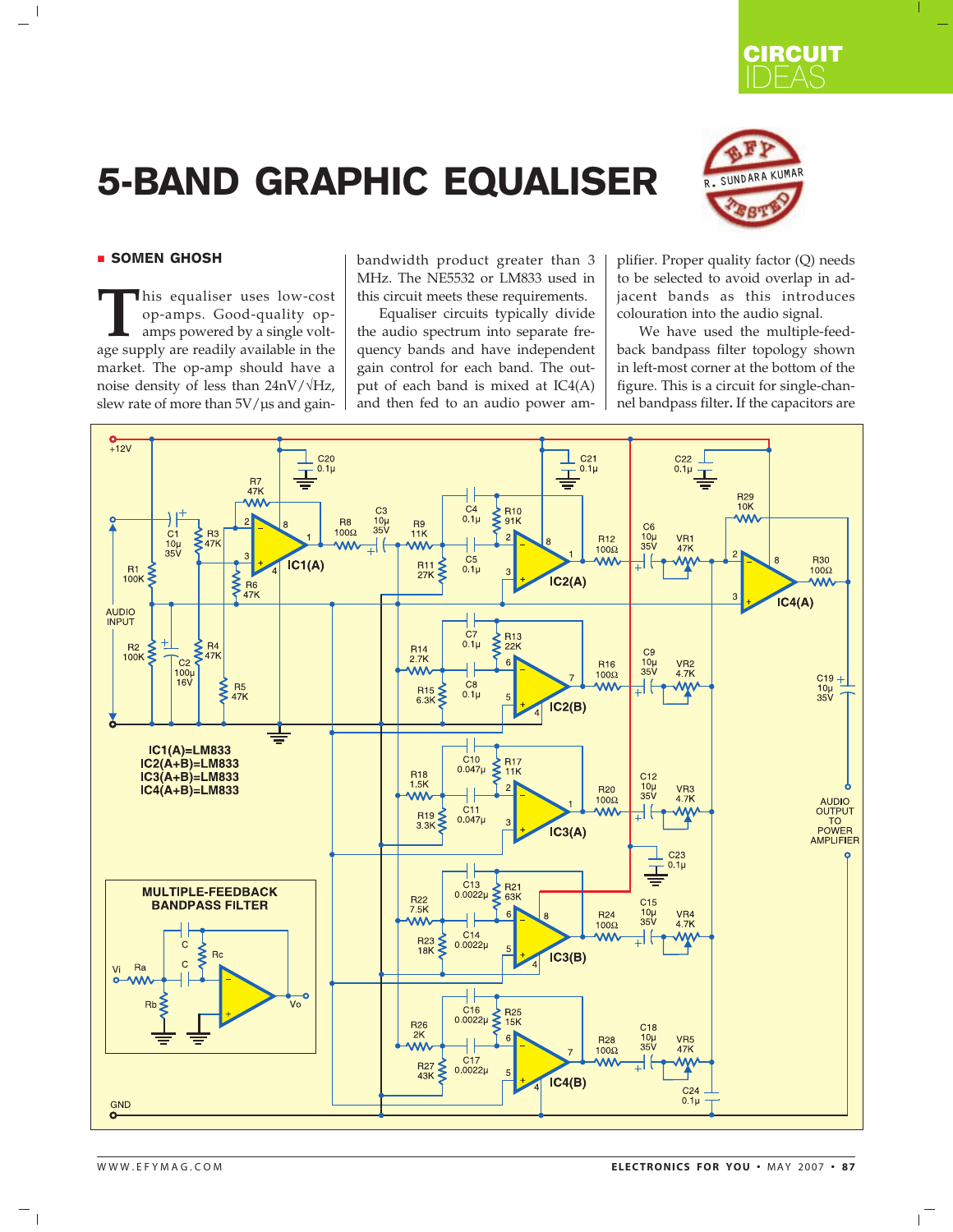# 5-BAND GRAPHIC EQUALISER

**SOMEN GHOSH**

This equaliser uses low-cost op-amps. Good-quality op-amps powered by a single voltage supply are readily available in the market. The op-amp should have a noise density of less than 24nV/√Hz, slew rate of more than 5V/µs and gain-bandwidth product greater than 3 MHz. The NE5532 or LM833 used in this circuit meets these requirements.

Equaliser circuits typically divide the audio spectrum into separate frequency bands and have independent gain control for each band. The output of each band is mixed at IC4(A) and then fed to an audio power amplifier. Proper quality factor (Q) needs to be selected to avoid overlap in adjacent bands as this introduces colouration into the audio signal.

We have used the multiple-feedback bandpass filter topology shown in left-most corner at the bottom of the figure. This is a circuit for single-channel bandpass filter. If the capacitors are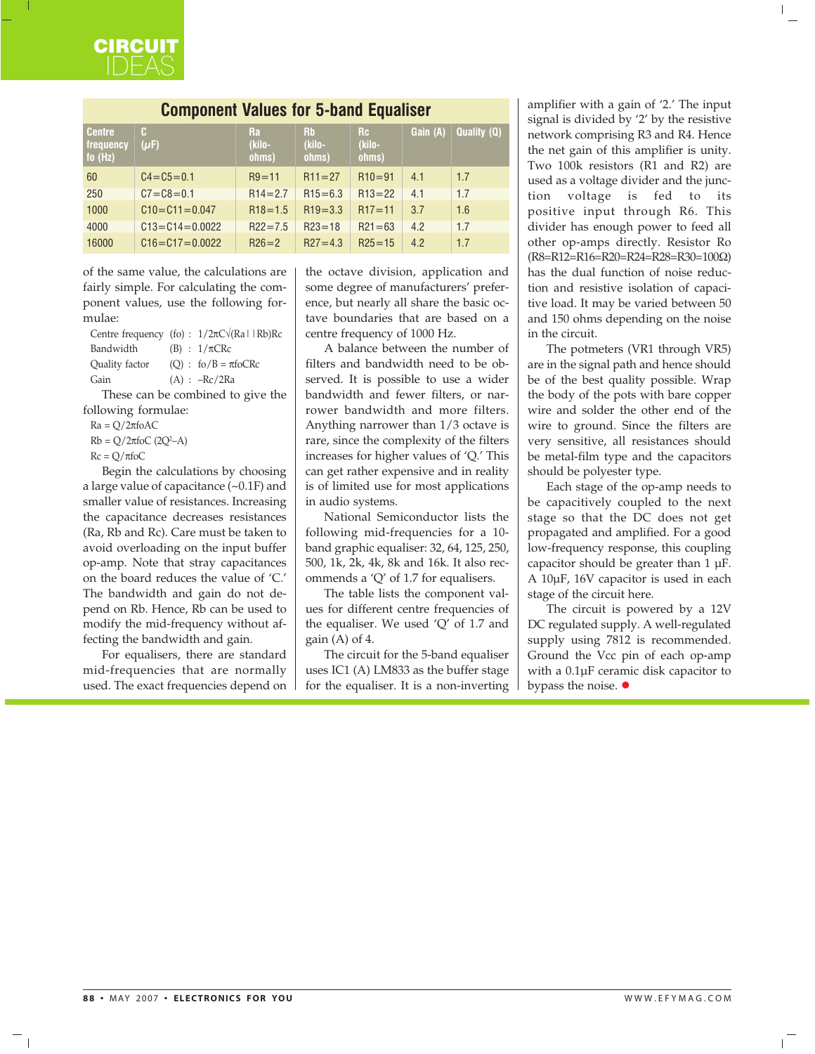## Component Values for 5-band Equaliser

| Centre frequency fo (Hz) | C ($\mu$F) | Ra (kilo-ohms) | Rb (kilo-ohms) | Rc (kilo-ohms) | Gain (A) | Quality (Q) |
|---|---|---|---|---|---|---|
| 60 | C4=C5=0.1 | R9=11 | R11=27 | R10=91 | 4.1 | 1.7 |
| 250 | C7=C8=0.1 | R14=2.7 | R15=6.3 | R13=22 | 4.1 | 1.7 |
| 1000 | C10=C11=0.047 | R18=1.5 | R19=3.3 | R17=11 | 3.7 | 1.6 |
| 4000 | C13=C14=0.0022 | R22=7.5 | R23=18 | R21=63 | 4.2 | 1.7 |
| 16000 | C16=C17=0.0022 | R26=2 | R27=4.3 | R25=15 | 4.2 | 1.7 |

of the same value, the calculations are fairly simple. For calculating the component values, use the following formulae:

Centre frequency (fo) : $1/2\pi C\sqrt{(Ra \| Rb)Rc}$

Bandwidth (B) : $1/\pi CRc$

Quality factor (Q) : $fo/B = \pi foCRc$

Gain (A) : $-Rc/2Ra$

These can be combined to give the following formulae:

$Ra = Q/2\pi foAC$

$Rb = Q/2\pi foC\,(2Q^2 - A)$

$Rc = Q/\pi foC$

Begin the calculations by choosing a large value of capacitance (~0.1F) and smaller value of resistances. Increasing the capacitance decreases resistances (Ra, Rb and Rc). Care must be taken to avoid overloading on the input buffer op-amp. Note that stray capacitances on the board reduces the value of 'C.' The bandwidth and gain do not depend on Rb. Hence, Rb can be used to modify the mid-frequency without affecting the bandwidth and gain.

For equalisers, there are standard mid-frequencies that are normally used. The exact frequencies depend on the octave division, application and some degree of manufacturers' preference, but nearly all share the basic octave boundaries that are based on a centre frequency of 1000 Hz.

A balance between the number of filters and bandwidth need to be observed. It is possible to use a wider bandwidth and fewer filters, or narrower bandwidth and more filters. Anything narrower than 1/3 octave is rare, since the complexity of the filters increases for higher values of 'Q.' This can get rather expensive and in reality is of limited use for most applications in audio systems.

National Semiconductor lists the following mid-frequencies for a 10-band graphic equaliser: 32, 64, 125, 250, 500, 1k, 2k, 4k, 8k and 16k. It also recommends a 'Q' of 1.7 for equalisers.

The table lists the component values for different centre frequencies of the equaliser. We used 'Q' of 1.7 and gain (A) of 4.

The circuit for the 5-band equaliser uses IC1 (A) LM833 as the buffer stage for the equaliser. It is a non-inverting amplifier with a gain of '2.' The input signal is divided by '2' by the resistive network comprising R3 and R4. Hence the net gain of this amplifier is unity. Two 100k resistors (R1 and R2) are used as a voltage divider and the junction voltage is fed to its positive input through R6. This divider has enough power to feed all other op-amps directly. Resistor Ro (R8=R12=R16=R20=R24=R28=R30=100Ω) has the dual function of noise reduction and resistive isolation of capacitive load. It may be varied between 50 and 150 ohms depending on the noise in the circuit.

The potmeters (VR1 through VR5) are in the signal path and hence should be of the best quality possible. Wrap the body of the pots with bare copper wire and solder the other end of the wire to ground. Since the filters are very sensitive, all resistances should be metal-film type and the capacitors should be polyester type.

Each stage of the op-amp needs to be capacitively coupled to the next stage so that the DC does not get propagated and amplified. For a good low-frequency response, this coupling capacitor should be greater than 1 µF. A 10µF, 16V capacitor is used in each stage of the circuit here.

The circuit is powered by a 12V DC regulated supply. A well-regulated supply using 7812 is recommended. Ground the Vcc pin of each op-amp with a 0.1µF ceramic disk capacitor to bypass the noise. ●